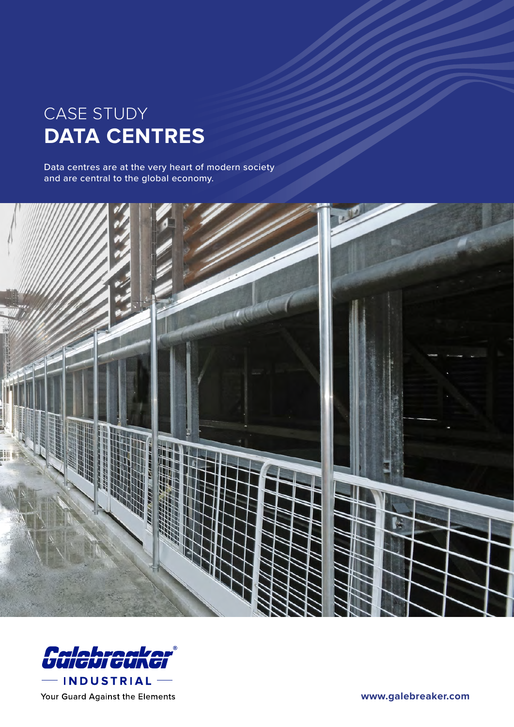CASE STUDY

# DATA CENTRES

Data centres are at the very heart of modern society and are central to the global economy.

Galebreaker®

INDUSTRIAL

Your Guard Against the Elements

www.galebreaker.com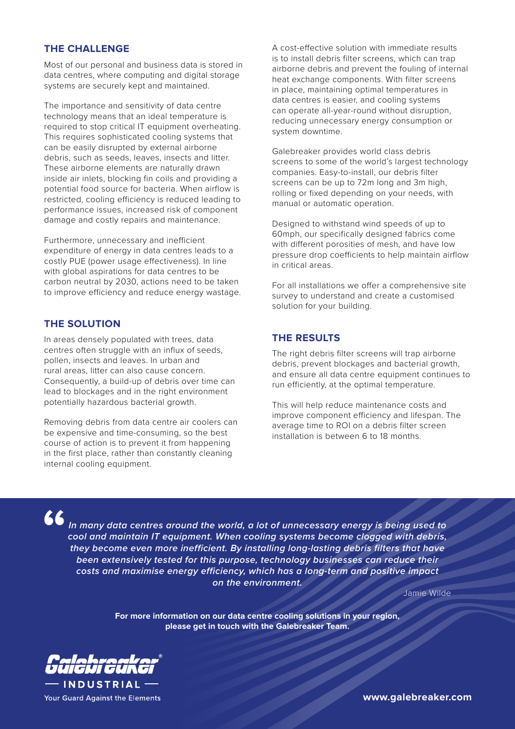## THE CHALLENGE

Most of our personal and business data is stored in data centres, where computing and digital storage systems are securely kept and maintained.

The importance and sensitivity of data centre technology means that an ideal temperature is required to stop critical IT equipment overheating. This requires sophisticated cooling systems that can be easily disrupted by external airborne debris, such as seeds, leaves, insects and litter. These airborne elements are naturally drawn inside air inlets, blocking fin coils and providing a potential food source for bacteria. When airflow is restricted, cooling efficiency is reduced leading to performance issues, increased risk of component damage and costly repairs and maintenance.

Furthermore, unnecessary and inefficient expenditure of energy in data centres leads to a costly PUE (power usage effectiveness). In line with global aspirations for data centres to be carbon neutral by 2030, actions need to be taken to improve efficiency and reduce energy wastage.

## THE SOLUTION

In areas densely populated with trees, data centres often struggle with an influx of seeds, pollen, insects and leaves. In urban and rural areas, litter can also cause concern. Consequently, a build-up of debris over time can lead to blockages and in the right environment potentially hazardous bacterial growth.

Removing debris from data centre air coolers can be expensive and time-consuming, so the best course of action is to prevent it from happening in the first place, rather than constantly cleaning internal cooling equipment.

A cost-effective solution with immediate results is to install debris filter screens, which can trap airborne debris and prevent the fouling of internal heat exchange components. With filter screens in place, maintaining optimal temperatures in data centres is easier, and cooling systems can operate all-year-round without disruption, reducing unnecessary energy consumption or system downtime.

Galebreaker provides world class debris screens to some of the world's largest technology companies. Easy-to-install, our debris filter screens can be up to 72m long and 3m high, rolling or fixed depending on your needs, with manual or automatic operation.

Designed to withstand wind speeds of up to 60mph, our specifically designed fabrics come with different porosities of mesh, and have low pressure drop coefficients to help maintain airflow in critical areas.

For all installations we offer a comprehensive site survey to understand and create a customised solution for your building.

## THE RESULTS

The right debris filter screens will trap airborne debris, prevent blockages and bacterial growth, and ensure all data centre equipment continues to run efficiently, at the optimal temperature.

This will help reduce maintenance costs and improve component efficiency and lifespan. The average time to ROI on a debris filter screen installation is between 6 to 18 months.

> ***"In many data centres around the world, a lot of unnecessary energy is being used to cool and maintain IT equipment. When cooling systems become clogged with debris, they become even more inefficient. By installing long-lasting debris filters that have been extensively tested for this purpose, technology businesses can reduce their costs and maximise energy efficiency, which has a long-term and positive impact on the environment.***
>
> Jamie Wilde

**For more information on our data centre cooling solutions in your region, please get in touch with the Galebreaker Team.**

Galebreaker® INDUSTRIAL

Your Guard Against the Elements

**www.galebreaker.com**